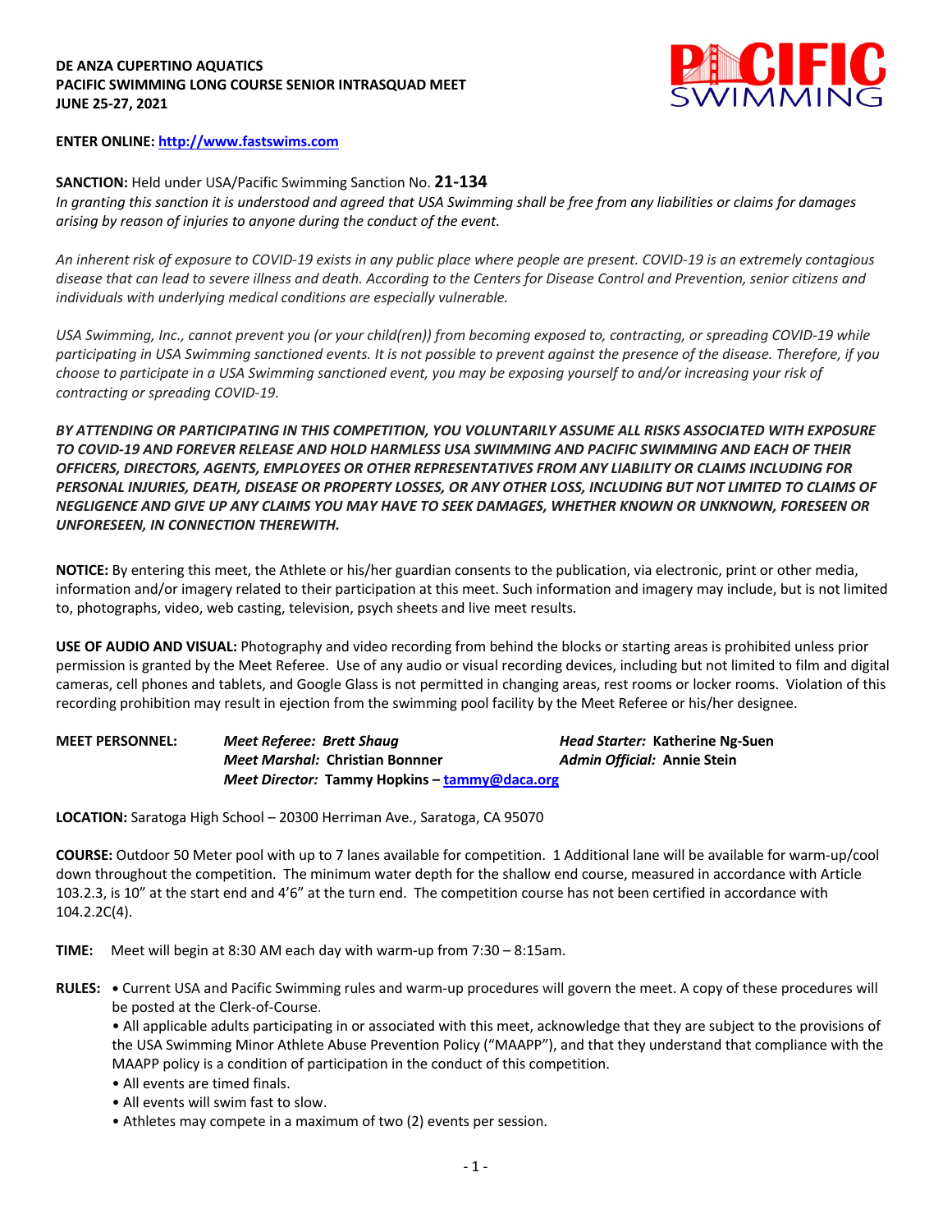**DE ANZA CUPERTINO AQUATICS**
**PACIFIC SWIMMING LONG COURSE SENIOR INTRASQUAD MEET**
**JUNE 25-27, 2021**

**ENTER ONLINE:** http://www.fastswims.com

**SANCTION:** Held under USA/Pacific Swimming Sanction No. **21-134**
*In granting this sanction it is understood and agreed that USA Swimming shall be free from any liabilities or claims for damages arising by reason of injuries to anyone during the conduct of the event.*

*An inherent risk of exposure to COVID-19 exists in any public place where people are present. COVID-19 is an extremely contagious disease that can lead to severe illness and death. According to the Centers for Disease Control and Prevention, senior citizens and individuals with underlying medical conditions are especially vulnerable.*

*USA Swimming, Inc., cannot prevent you (or your child(ren)) from becoming exposed to, contracting, or spreading COVID-19 while participating in USA Swimming sanctioned events. It is not possible to prevent against the presence of the disease. Therefore, if you choose to participate in a USA Swimming sanctioned event, you may be exposing yourself to and/or increasing your risk of contracting or spreading COVID-19.*

***BY ATTENDING OR PARTICIPATING IN THIS COMPETITION, YOU VOLUNTARILY ASSUME ALL RISKS ASSOCIATED WITH EXPOSURE TO COVID-19 AND FOREVER RELEASE AND HOLD HARMLESS USA SWIMMING AND PACIFIC SWIMMING AND EACH OF THEIR OFFICERS, DIRECTORS, AGENTS, EMPLOYEES OR OTHER REPRESENTATIVES FROM ANY LIABILITY OR CLAIMS INCLUDING FOR PERSONAL INJURIES, DEATH, DISEASE OR PROPERTY LOSSES, OR ANY OTHER LOSS, INCLUDING BUT NOT LIMITED TO CLAIMS OF NEGLIGENCE AND GIVE UP ANY CLAIMS YOU MAY HAVE TO SEEK DAMAGES, WHETHER KNOWN OR UNKNOWN, FORESEEN OR UNFORESEEN, IN CONNECTION THEREWITH.***

**NOTICE:** By entering this meet, the Athlete or his/her guardian consents to the publication, via electronic, print or other media, information and/or imagery related to their participation at this meet. Such information and imagery may include, but is not limited to, photographs, video, web casting, television, psych sheets and live meet results.

**USE OF AUDIO AND VISUAL:** Photography and video recording from behind the blocks or starting areas is prohibited unless prior permission is granted by the Meet Referee. Use of any audio or visual recording devices, including but not limited to film and digital cameras, cell phones and tablets, and Google Glass is not permitted in changing areas, rest rooms or locker rooms. Violation of this recording prohibition may result in ejection from the swimming pool facility by the Meet Referee or his/her designee.

**MEET PERSONNEL:**
*Meet Referee:* ***Brett Shaug***
*Head Starter:* **Katherine Ng-Suen**
*Meet Marshal:* **Christian Bonnner**
*Admin Official:* **Annie Stein**
*Meet Director:* **Tammy Hopkins – tammy@daca.org**

**LOCATION:** Saratoga High School – 20300 Herriman Ave., Saratoga, CA 95070

**COURSE:** Outdoor 50 Meter pool with up to 7 lanes available for competition. 1 Additional lane will be available for warm-up/cool down throughout the competition. The minimum water depth for the shallow end course, measured in accordance with Article 103.2.3, is 10" at the start end and 4'6" at the turn end. The competition course has not been certified in accordance with 104.2.2C(4).

**TIME:** Meet will begin at 8:30 AM each day with warm-up from 7:30 – 8:15am.

**RULES:**
- Current USA and Pacific Swimming rules and warm-up procedures will govern the meet. A copy of these procedures will be posted at the Clerk-of-Course.
- All applicable adults participating in or associated with this meet, acknowledge that they are subject to the provisions of the USA Swimming Minor Athlete Abuse Prevention Policy ("MAAPP"), and that they understand that compliance with the MAAPP policy is a condition of participation in the conduct of this competition.
- All events are timed finals.
- All events will swim fast to slow.
- Athletes may compete in a maximum of two (2) events per session.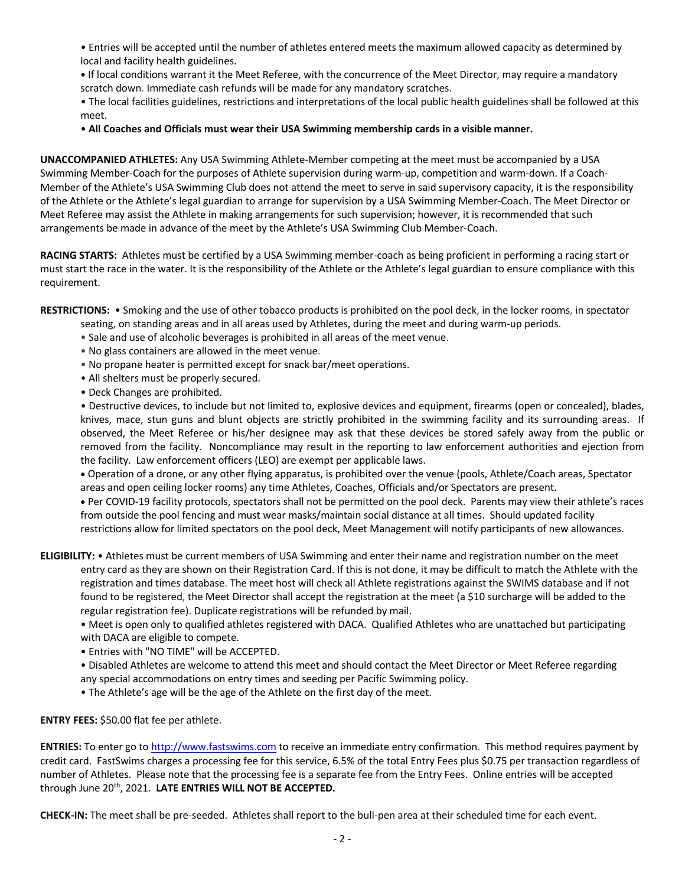- Entries will be accepted until the number of athletes entered meets the maximum allowed capacity as determined by local and facility health guidelines.
- If local conditions warrant it the Meet Referee, with the concurrence of the Meet Director, may require a mandatory scratch down. Immediate cash refunds will be made for any mandatory scratches.
- The local facilities guidelines, restrictions and interpretations of the local public health guidelines shall be followed at this meet.
- **All Coaches and Officials must wear their USA Swimming membership cards in a visible manner.**

**UNACCOMPANIED ATHLETES:** Any USA Swimming Athlete-Member competing at the meet must be accompanied by a USA Swimming Member-Coach for the purposes of Athlete supervision during warm-up, competition and warm-down. If a Coach-Member of the Athlete's USA Swimming Club does not attend the meet to serve in said supervisory capacity, it is the responsibility of the Athlete or the Athlete's legal guardian to arrange for supervision by a USA Swimming Member-Coach. The Meet Director or Meet Referee may assist the Athlete in making arrangements for such supervision; however, it is recommended that such arrangements be made in advance of the meet by the Athlete's USA Swimming Club Member-Coach.

**RACING STARTS:** Athletes must be certified by a USA Swimming member-coach as being proficient in performing a racing start or must start the race in the water. It is the responsibility of the Athlete or the Athlete's legal guardian to ensure compliance with this requirement.

**RESTRICTIONS:**
- Smoking and the use of other tobacco products is prohibited on the pool deck, in the locker rooms, in spectator seating, on standing areas and in all areas used by Athletes, during the meet and during warm-up periods.
- Sale and use of alcoholic beverages is prohibited in all areas of the meet venue.
- No glass containers are allowed in the meet venue.
- No propane heater is permitted except for snack bar/meet operations.
- All shelters must be properly secured.
- Deck Changes are prohibited.
- Destructive devices, to include but not limited to, explosive devices and equipment, firearms (open or concealed), blades, knives, mace, stun guns and blunt objects are strictly prohibited in the swimming facility and its surrounding areas. If observed, the Meet Referee or his/her designee may ask that these devices be stored safely away from the public or removed from the facility. Noncompliance may result in the reporting to law enforcement authorities and ejection from the facility. Law enforcement officers (LEO) are exempt per applicable laws.
- Operation of a drone, or any other flying apparatus, is prohibited over the venue (pools, Athlete/Coach areas, Spectator areas and open ceiling locker rooms) any time Athletes, Coaches, Officials and/or Spectators are present.
- Per COVID-19 facility protocols, spectators shall not be permitted on the pool deck. Parents may view their athlete's races from outside the pool fencing and must wear masks/maintain social distance at all times. Should updated facility restrictions allow for limited spectators on the pool deck, Meet Management will notify participants of new allowances.

**ELIGIBILITY:**
- Athletes must be current members of USA Swimming and enter their name and registration number on the meet entry card as they are shown on their Registration Card. If this is not done, it may be difficult to match the Athlete with the registration and times database. The meet host will check all Athlete registrations against the SWIMS database and if not found to be registered, the Meet Director shall accept the registration at the meet (a $10 surcharge will be added to the regular registration fee). Duplicate registrations will be refunded by mail.
- Meet is open only to qualified athletes registered with DACA. Qualified Athletes who are unattached but participating with DACA are eligible to compete.
- Entries with "NO TIME" will be ACCEPTED.
- Disabled Athletes are welcome to attend this meet and should contact the Meet Director or Meet Referee regarding any special accommodations on entry times and seeding per Pacific Swimming policy.
- The Athlete's age will be the age of the Athlete on the first day of the meet.

**ENTRY FEES:** $50.00 flat fee per athlete.

**ENTRIES:** To enter go to http://www.fastswims.com to receive an immediate entry confirmation. This method requires payment by credit card. FastSwims charges a processing fee for this service, 6.5% of the total Entry Fees plus $0.75 per transaction regardless of number of Athletes. Please note that the processing fee is a separate fee from the Entry Fees. Online entries will be accepted through June 20th, 2021. **LATE ENTRIES WILL NOT BE ACCEPTED.**

**CHECK-IN:** The meet shall be pre-seeded. Athletes shall report to the bull-pen area at their scheduled time for each event.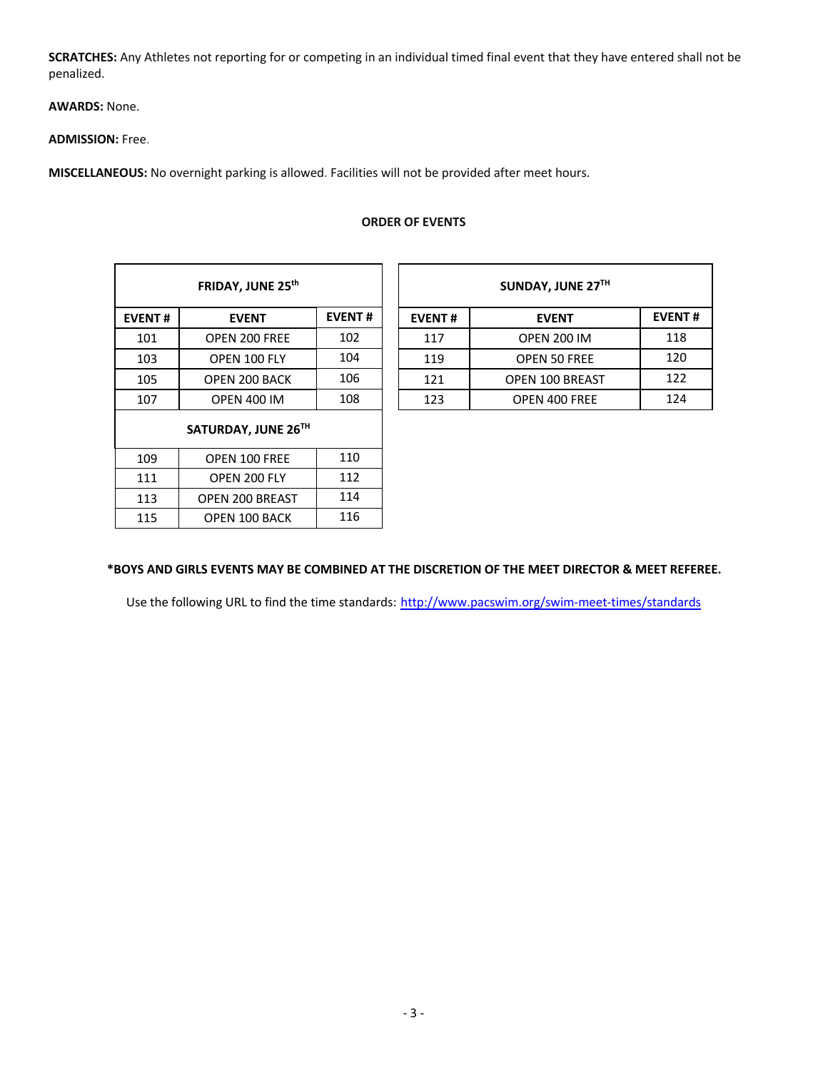**SCRATCHES:** Any Athletes not reporting for or competing in an individual timed final event that they have entered shall not be penalized.

**AWARDS:** None.

**ADMISSION:** Free.

**MISCELLANEOUS:** No overnight parking is allowed. Facilities will not be provided after meet hours.

**ORDER OF EVENTS**

| FRIDAY, JUNE 25th | | |
|---|---|---|
| **EVENT #** | **EVENT** | **EVENT #** |
| 101 | OPEN 200 FREE | 102 |
| 103 | OPEN 100 FLY | 104 |
| 105 | OPEN 200 BACK | 106 |
| 107 | OPEN 400 IM | 108 |
| **SATURDAY, JUNE 26TH** | | |
| 109 | OPEN 100 FREE | 110 |
| 111 | OPEN 200 FLY | 112 |
| 113 | OPEN 200 BREAST | 114 |
| 115 | OPEN 100 BACK | 116 |

| SUNDAY, JUNE 27TH | | |
|---|---|---|
| **EVENT #** | **EVENT** | **EVENT #** |
| 117 | OPEN 200 IM | 118 |
| 119 | OPEN 50 FREE | 120 |
| 121 | OPEN 100 BREAST | 122 |
| 123 | OPEN 400 FREE | 124 |

**\*BOYS AND GIRLS EVENTS MAY BE COMBINED AT THE DISCRETION OF THE MEET DIRECTOR & MEET REFEREE.**

Use the following URL to find the time standards: http://www.pacswim.org/swim-meet-times/standards